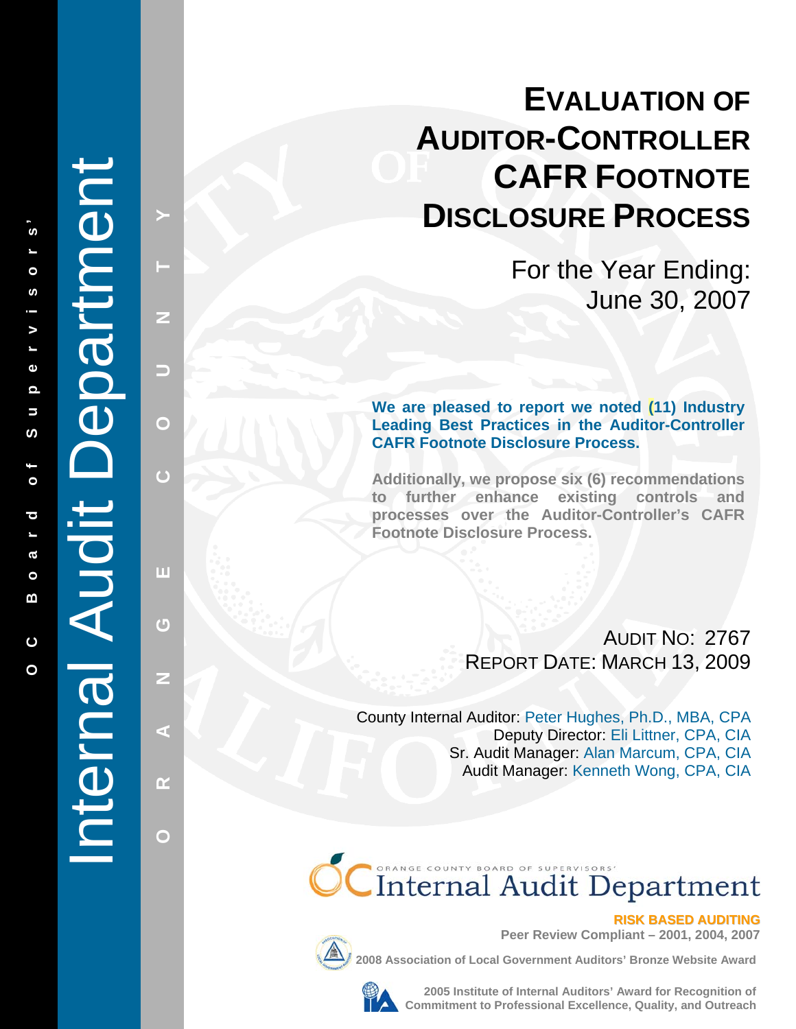# Evaluation of Auditor-Controller CAFR Footnote Disclosure Process

For the Year Ending:
June 30, 2007

**We are pleased to report we noted (11) Industry Leading Best Practices in the Auditor-Controller CAFR Footnote Disclosure Process.**

**Additionally, we propose six (6) recommendations to further enhance existing controls and processes over the Auditor-Controller's CAFR Footnote Disclosure Process.**

AUDIT NO: 2767
REPORT DATE: MARCH 13, 2009

County Internal Auditor: Peter Hughes, Ph.D., MBA, CPA
Deputy Director: Eli Littner, CPA, CIA
Sr. Audit Manager: Alan Marcum, CPA, CIA
Audit Manager: Kenneth Wong, CPA, CIA

Internal Audit Department

OC Board of Supervisors'

Orange County

Orange County Board of Supervisors' Internal Audit Department

**RISK BASED AUDITING**

**Peer Review Compliant – 2001, 2004, 2007**

**2008 Association of Local Government Auditors' Bronze Website Award**

**2005 Institute of Internal Auditors' Award for Recognition of Commitment to Professional Excellence, Quality, and Outreach**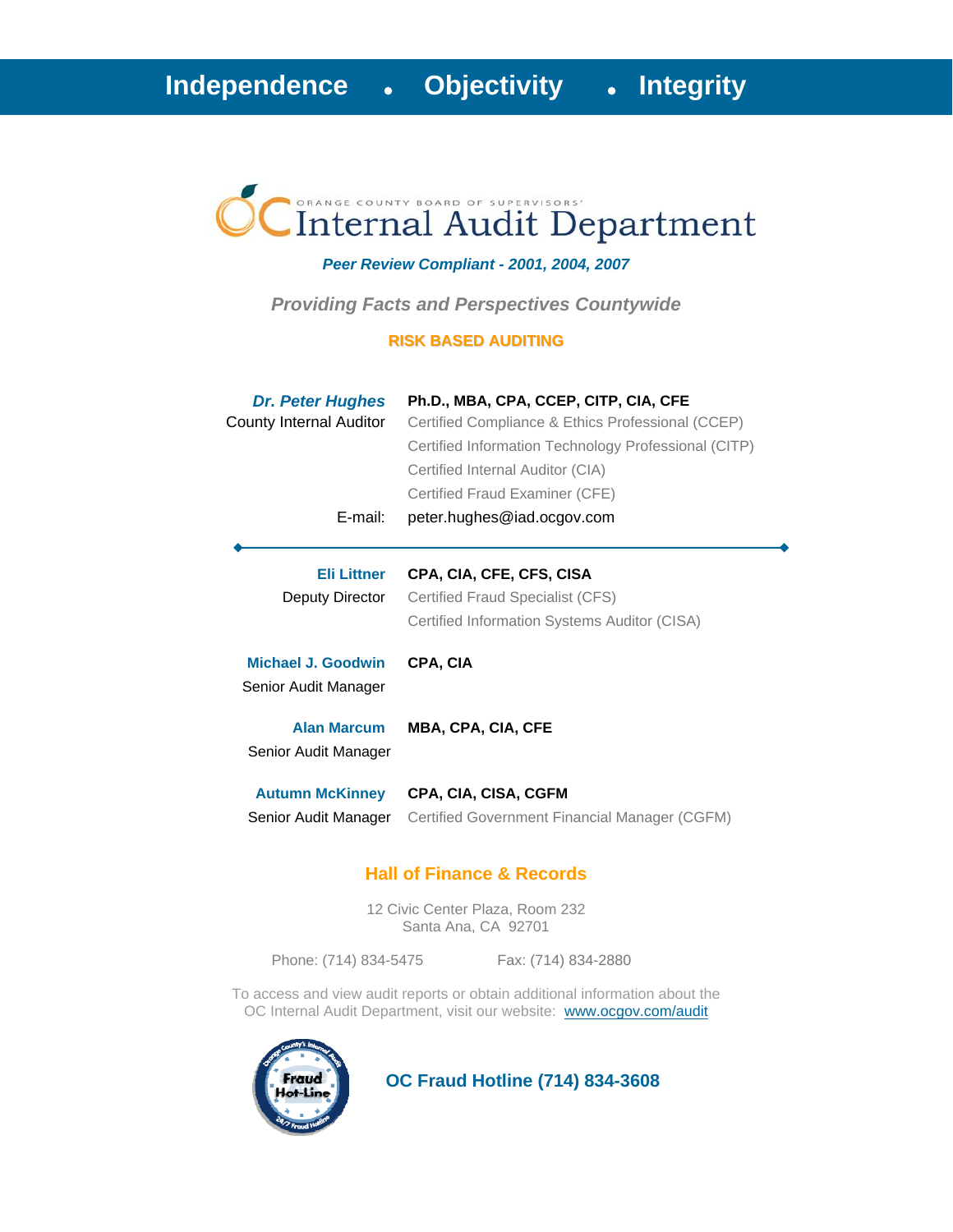**Independence • Objectivity • Integrity**

ORANGE COUNTY BOARD OF SUPERVISORS'

# Internal Audit Department

***Peer Review Compliant - 2001, 2004, 2007***

***Providing Facts and Perspectives Countywide***

**RISK BASED AUDITING**

***Dr. Peter Hughes***
County Internal Auditor

**Ph.D., MBA, CPA, CCEP, CITP, CIA, CFE**
Certified Compliance & Ethics Professional (CCEP)
Certified Information Technology Professional (CITP)
Certified Internal Auditor (CIA)
Certified Fraud Examiner (CFE)

E-mail: peter.hughes@iad.ocgov.com

---

**Eli Littner**
Deputy Director

**CPA, CIA, CFE, CFS, CISA**
Certified Fraud Specialist (CFS)
Certified Information Systems Auditor (CISA)

**Michael J. Goodwin**
Senior Audit Manager

**CPA, CIA**

**Alan Marcum**
Senior Audit Manager

**MBA, CPA, CIA, CFE**

**Autumn McKinney**
Senior Audit Manager

**CPA, CIA, CISA, CGFM**
Certified Government Financial Manager (CGFM)

## Hall of Finance & Records

12 Civic Center Plaza, Room 232
Santa Ana, CA 92701

Phone: (714) 834-5475 Fax: (714) 834-2880

To access and view audit reports or obtain additional information about the OC Internal Audit Department, visit our website: www.ocgov.com/audit

**OC Fraud Hotline (714) 834-3608**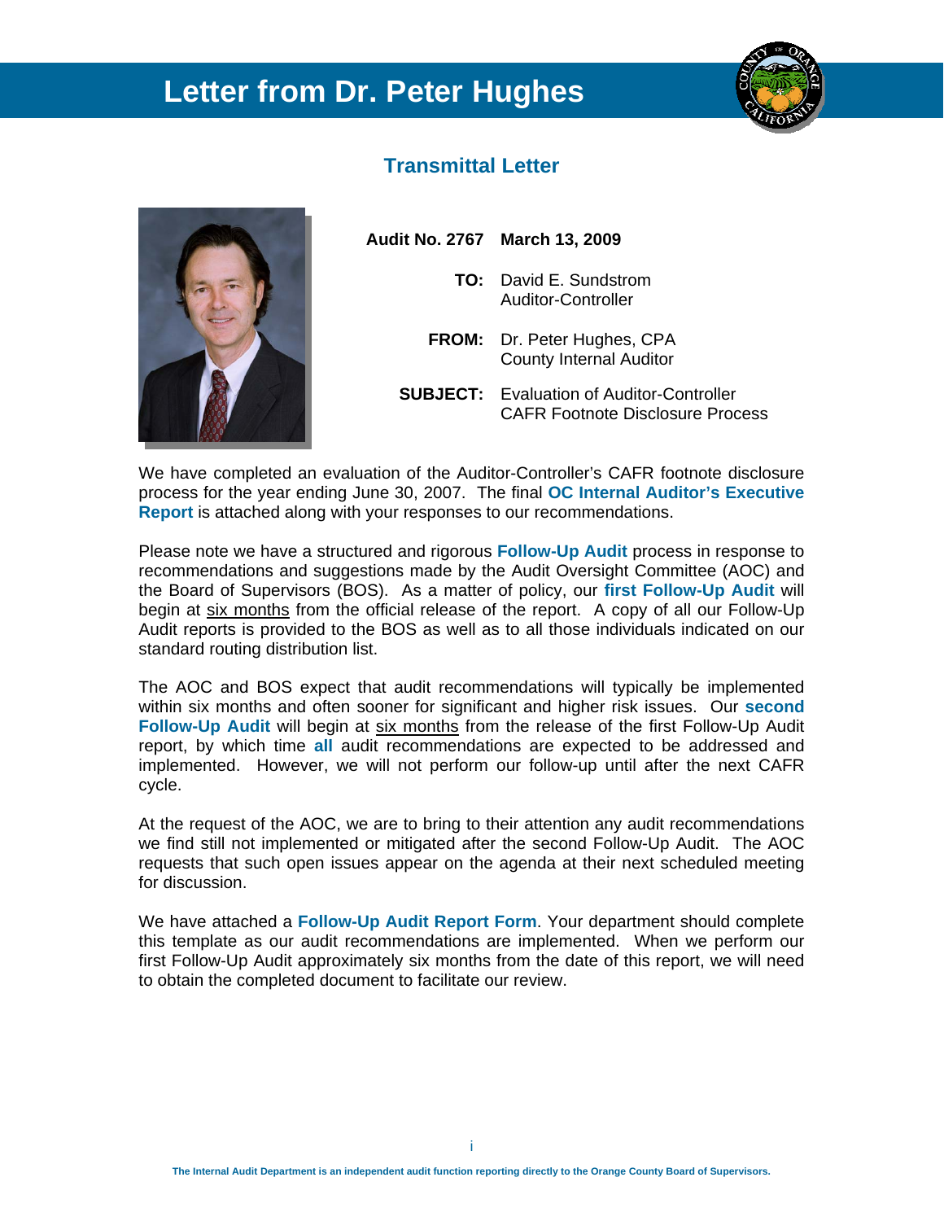# Letter from Dr. Peter Hughes

## Transmittal Letter

**Audit No. 2767** **March 13, 2009**

**TO:** David E. Sundstrom
Auditor-Controller

**FROM:** Dr. Peter Hughes, CPA
County Internal Auditor

**SUBJECT:** Evaluation of Auditor-Controller CAFR Footnote Disclosure Process

We have completed an evaluation of the Auditor-Controller's CAFR footnote disclosure process for the year ending June 30, 2007. The final **OC Internal Auditor's Executive Report** is attached along with your responses to our recommendations.

Please note we have a structured and rigorous **Follow-Up Audit** process in response to recommendations and suggestions made by the Audit Oversight Committee (AOC) and the Board of Supervisors (BOS). As a matter of policy, our **first Follow-Up Audit** will begin at six months from the official release of the report. A copy of all our Follow-Up Audit reports is provided to the BOS as well as to all those individuals indicated on our standard routing distribution list.

The AOC and BOS expect that audit recommendations will typically be implemented within six months and often sooner for significant and higher risk issues. Our **second Follow-Up Audit** will begin at six months from the release of the first Follow-Up Audit report, by which time **all** audit recommendations are expected to be addressed and implemented. However, we will not perform our follow-up until after the next CAFR cycle.

At the request of the AOC, we are to bring to their attention any audit recommendations we find still not implemented or mitigated after the second Follow-Up Audit. The AOC requests that such open issues appear on the agenda at their next scheduled meeting for discussion.

We have attached a **Follow-Up Audit Report Form**. Your department should complete this template as our audit recommendations are implemented. When we perform our first Follow-Up Audit approximately six months from the date of this report, we will need to obtain the completed document to facilitate our review.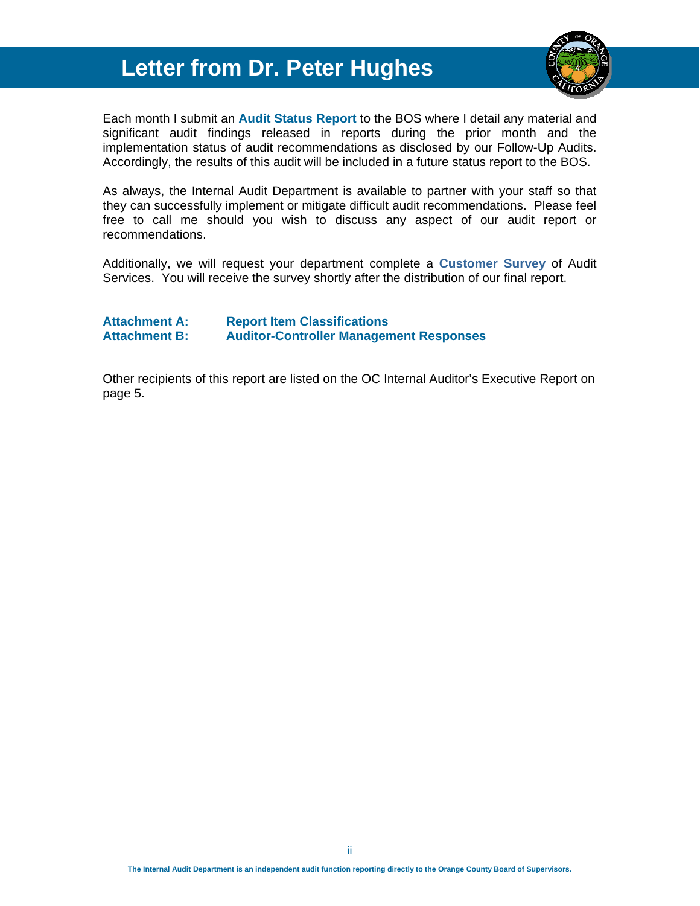# Letter from Dr. Peter Hughes

Each month I submit an **Audit Status Report** to the BOS where I detail any material and significant audit findings released in reports during the prior month and the implementation status of audit recommendations as disclosed by our Follow-Up Audits. Accordingly, the results of this audit will be included in a future status report to the BOS.

As always, the Internal Audit Department is available to partner with your staff so that they can successfully implement or mitigate difficult audit recommendations. Please feel free to call me should you wish to discuss any aspect of our audit report or recommendations.

Additionally, we will request your department complete a **Customer Survey** of Audit Services. You will receive the survey shortly after the distribution of our final report.

**Attachment A:** **Report Item Classifications**
**Attachment B:** **Auditor-Controller Management Responses**

Other recipients of this report are listed on the OC Internal Auditor's Executive Report on page 5.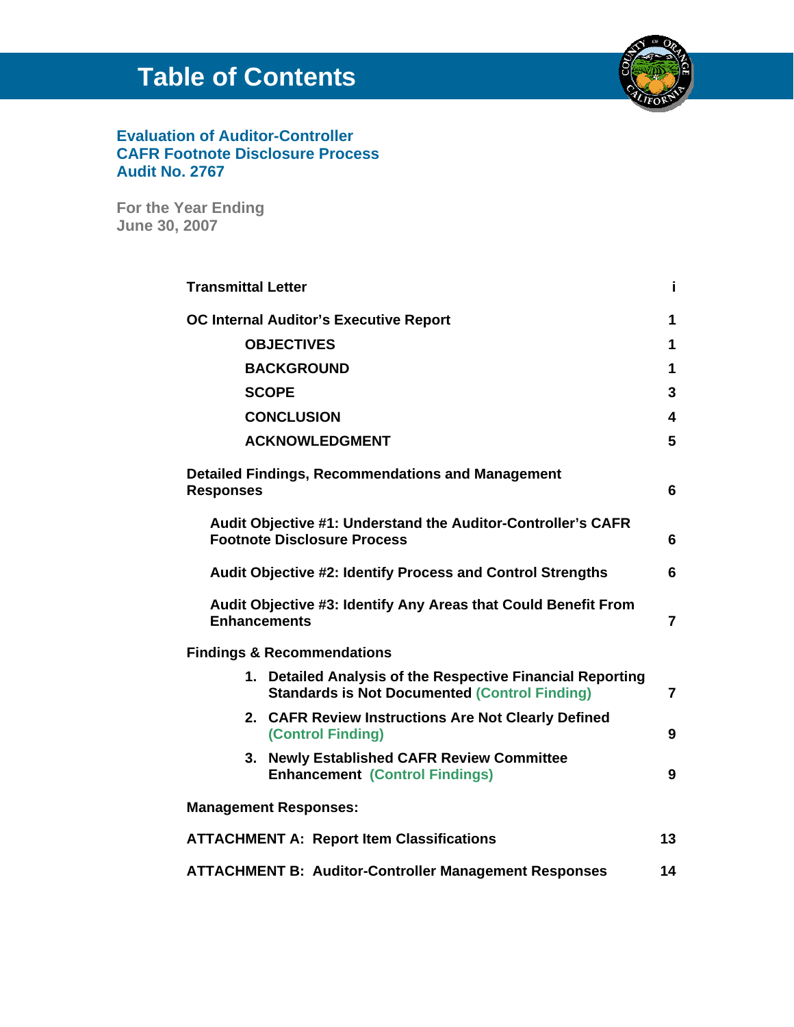# Table of Contents

**Evaluation of Auditor-Controller CAFR Footnote Disclosure Process Audit No. 2767**

**For the Year Ending June 30, 2007**

| | |
|---|---|
| **Transmittal Letter** | **i** |
| **OC Internal Auditor's Executive Report** | **1** |
| **OBJECTIVES** | **1** |
| **BACKGROUND** | **1** |
| **SCOPE** | **3** |
| **CONCLUSION** | **4** |
| **ACKNOWLEDGMENT** | **5** |
| **Detailed Findings, Recommendations and Management Responses** | **6** |
| **Audit Objective #1: Understand the Auditor-Controller's CAFR Footnote Disclosure Process** | **6** |
| **Audit Objective #2: Identify Process and Control Strengths** | **6** |
| **Audit Objective #3: Identify Any Areas that Could Benefit From Enhancements** | **7** |
| **Findings & Recommendations** | |
| **1. Detailed Analysis of the Respective Financial Reporting Standards is Not Documented (Control Finding)** | **7** |
| **2. CAFR Review Instructions Are Not Clearly Defined (Control Finding)** | **9** |
| **3. Newly Established CAFR Review Committee Enhancement (Control Findings)** | **9** |
| **Management Responses:** | |
| **ATTACHMENT A: Report Item Classifications** | **13** |
| **ATTACHMENT B: Auditor-Controller Management Responses** | **14** |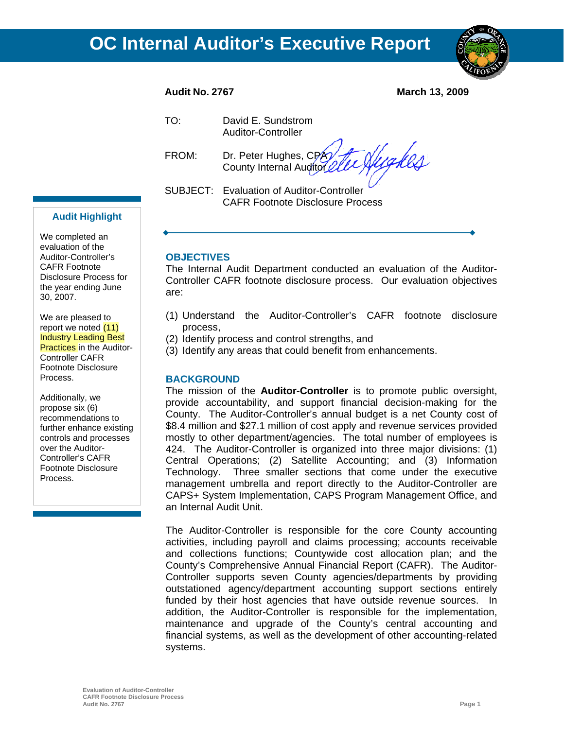# OC Internal Auditor's Executive Report

**Audit No. 2767** **March 13, 2009**

TO: David E. Sundstrom
Auditor-Controller

FROM: Dr. Peter Hughes, CPA
County Internal Auditor

SUBJECT: Evaluation of Auditor-Controller
CAFR Footnote Disclosure Process

---

### Audit Highlight

We completed an evaluation of the Auditor-Controller's CAFR Footnote Disclosure Process for the year ending June 30, 2007.

We are pleased to report we noted (11) Industry Leading Best Practices in the Auditor-Controller CAFR Footnote Disclosure Process.

Additionally, we propose six (6) recommendations to further enhance existing controls and processes over the Auditor-Controller's CAFR Footnote Disclosure Process.

## OBJECTIVES

The Internal Audit Department conducted an evaluation of the Auditor-Controller CAFR footnote disclosure process. Our evaluation objectives are:

(1) Understand the Auditor-Controller's CAFR footnote disclosure process,
(2) Identify process and control strengths, and
(3) Identify any areas that could benefit from enhancements.

## BACKGROUND

The mission of the **Auditor-Controller** is to promote public oversight, provide accountability, and support financial decision-making for the County. The Auditor-Controller's annual budget is a net County cost of $8.4 million and $27.1 million of cost apply and revenue services provided mostly to other department/agencies. The total number of employees is 424. The Auditor-Controller is organized into three major divisions: (1) Central Operations; (2) Satellite Accounting; and (3) Information Technology. Three smaller sections that come under the executive management umbrella and report directly to the Auditor-Controller are CAPS+ System Implementation, CAPS Program Management Office, and an Internal Audit Unit.

The Auditor-Controller is responsible for the core County accounting activities, including payroll and claims processing; accounts receivable and collections functions; Countywide cost allocation plan; and the County's Comprehensive Annual Financial Report (CAFR). The Auditor-Controller supports seven County agencies/departments by providing outstationed agency/department accounting support sections entirely funded by their host agencies that have outside revenue sources. In addition, the Auditor-Controller is responsible for the implementation, maintenance and upgrade of the County's central accounting and financial systems, as well as the development of other accounting-related systems.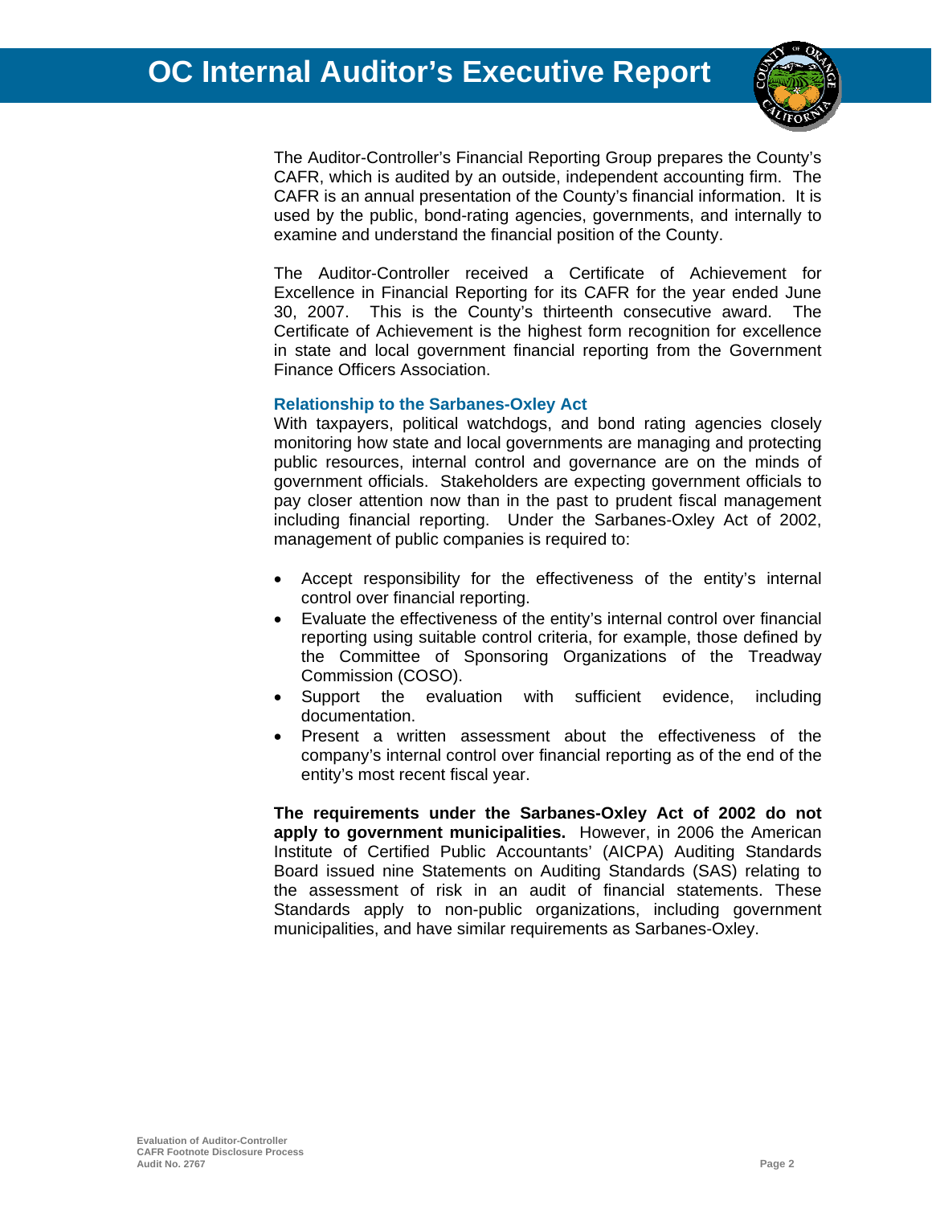The Auditor-Controller's Financial Reporting Group prepares the County's CAFR, which is audited by an outside, independent accounting firm. The CAFR is an annual presentation of the County's financial information. It is used by the public, bond-rating agencies, governments, and internally to examine and understand the financial position of the County.

The Auditor-Controller received a Certificate of Achievement for Excellence in Financial Reporting for its CAFR for the year ended June 30, 2007. This is the County's thirteenth consecutive award. The Certificate of Achievement is the highest form recognition for excellence in state and local government financial reporting from the Government Finance Officers Association.

### Relationship to the Sarbanes-Oxley Act

With taxpayers, political watchdogs, and bond rating agencies closely monitoring how state and local governments are managing and protecting public resources, internal control and governance are on the minds of government officials. Stakeholders are expecting government officials to pay closer attention now than in the past to prudent fiscal management including financial reporting. Under the Sarbanes-Oxley Act of 2002, management of public companies is required to:

- Accept responsibility for the effectiveness of the entity's internal control over financial reporting.
- Evaluate the effectiveness of the entity's internal control over financial reporting using suitable control criteria, for example, those defined by the Committee of Sponsoring Organizations of the Treadway Commission (COSO).
- Support the evaluation with sufficient evidence, including documentation.
- Present a written assessment about the effectiveness of the company's internal control over financial reporting as of the end of the entity's most recent fiscal year.

**The requirements under the Sarbanes-Oxley Act of 2002 do not apply to government municipalities.** However, in 2006 the American Institute of Certified Public Accountants' (AICPA) Auditing Standards Board issued nine Statements on Auditing Standards (SAS) relating to the assessment of risk in an audit of financial statements. These Standards apply to non-public organizations, including government municipalities, and have similar requirements as Sarbanes-Oxley.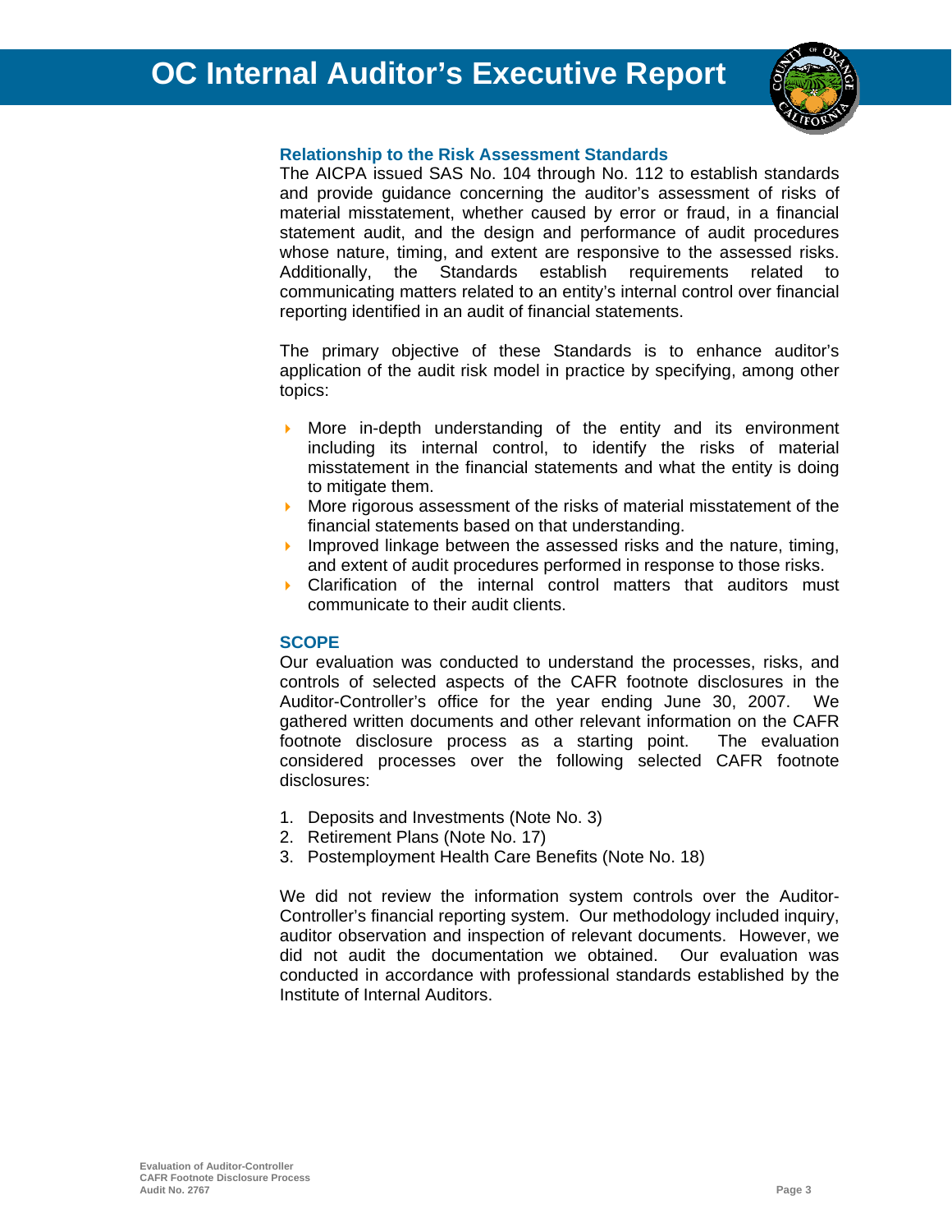### Relationship to the Risk Assessment Standards

The AICPA issued SAS No. 104 through No. 112 to establish standards and provide guidance concerning the auditor's assessment of risks of material misstatement, whether caused by error or fraud, in a financial statement audit, and the design and performance of audit procedures whose nature, timing, and extent are responsive to the assessed risks. Additionally, the Standards establish requirements related to communicating matters related to an entity's internal control over financial reporting identified in an audit of financial statements.

The primary objective of these Standards is to enhance auditor's application of the audit risk model in practice by specifying, among other topics:

- More in-depth understanding of the entity and its environment including its internal control, to identify the risks of material misstatement in the financial statements and what the entity is doing to mitigate them.
- More rigorous assessment of the risks of material misstatement of the financial statements based on that understanding.
- Improved linkage between the assessed risks and the nature, timing, and extent of audit procedures performed in response to those risks.
- Clarification of the internal control matters that auditors must communicate to their audit clients.

### SCOPE

Our evaluation was conducted to understand the processes, risks, and controls of selected aspects of the CAFR footnote disclosures in the Auditor-Controller's office for the year ending June 30, 2007. We gathered written documents and other relevant information on the CAFR footnote disclosure process as a starting point. The evaluation considered processes over the following selected CAFR footnote disclosures:

1. Deposits and Investments (Note No. 3)
2. Retirement Plans (Note No. 17)
3. Postemployment Health Care Benefits (Note No. 18)

We did not review the information system controls over the Auditor-Controller's financial reporting system. Our methodology included inquiry, auditor observation and inspection of relevant documents. However, we did not audit the documentation we obtained. Our evaluation was conducted in accordance with professional standards established by the Institute of Internal Auditors.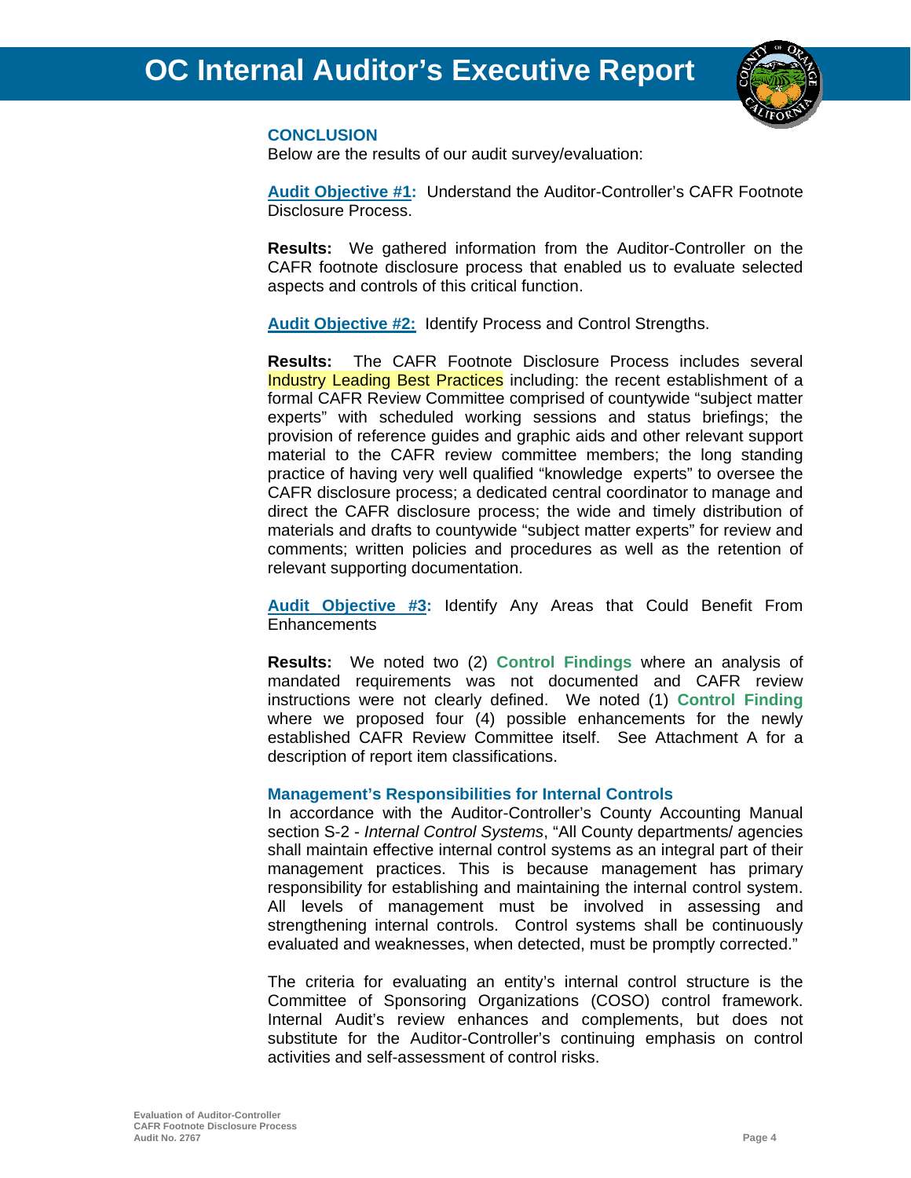## CONCLUSION

Below are the results of our audit survey/evaluation:

**Audit Objective #1:** Understand the Auditor-Controller's CAFR Footnote Disclosure Process.

**Results:** We gathered information from the Auditor-Controller on the CAFR footnote disclosure process that enabled us to evaluate selected aspects and controls of this critical function.

**Audit Objective #2:** Identify Process and Control Strengths.

**Results:** The CAFR Footnote Disclosure Process includes several Industry Leading Best Practices including: the recent establishment of a formal CAFR Review Committee comprised of countywide "subject matter experts" with scheduled working sessions and status briefings; the provision of reference guides and graphic aids and other relevant support material to the CAFR review committee members; the long standing practice of having very well qualified "knowledge experts" to oversee the CAFR disclosure process; a dedicated central coordinator to manage and direct the CAFR disclosure process; the wide and timely distribution of materials and drafts to countywide "subject matter experts" for review and comments; written policies and procedures as well as the retention of relevant supporting documentation.

**Audit Objective #3:** Identify Any Areas that Could Benefit From Enhancements

**Results:** We noted two (2) **Control Findings** where an analysis of mandated requirements was not documented and CAFR review instructions were not clearly defined. We noted (1) **Control Finding** where we proposed four (4) possible enhancements for the newly established CAFR Review Committee itself. See Attachment A for a description of report item classifications.

### Management's Responsibilities for Internal Controls

In accordance with the Auditor-Controller's County Accounting Manual section S-2 - *Internal Control Systems*, "All County departments/ agencies shall maintain effective internal control systems as an integral part of their management practices. This is because management has primary responsibility for establishing and maintaining the internal control system. All levels of management must be involved in assessing and strengthening internal controls. Control systems shall be continuously evaluated and weaknesses, when detected, must be promptly corrected."

The criteria for evaluating an entity's internal control structure is the Committee of Sponsoring Organizations (COSO) control framework. Internal Audit's review enhances and complements, but does not substitute for the Auditor-Controller's continuing emphasis on control activities and self-assessment of control risks.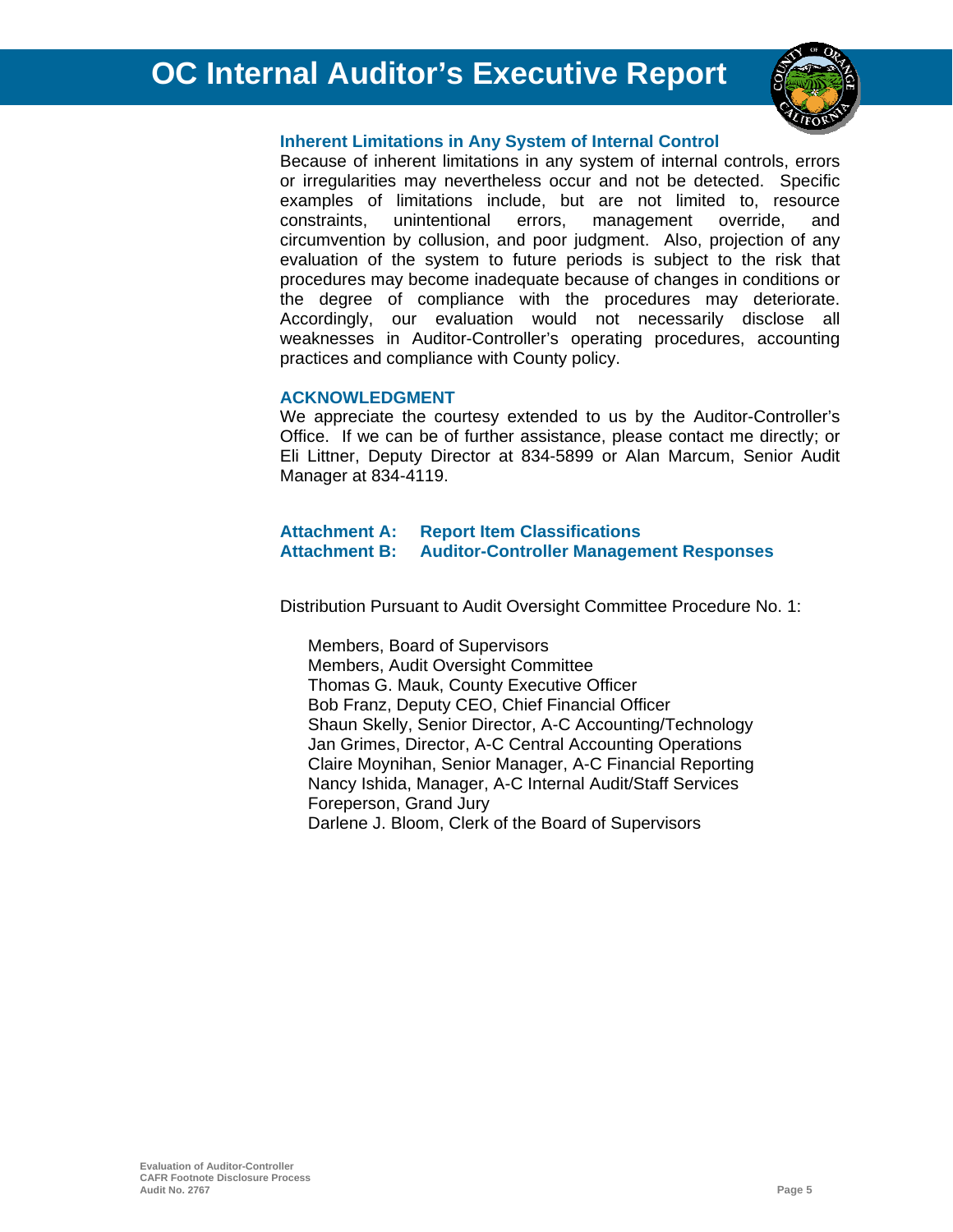### Inherent Limitations in Any System of Internal Control

Because of inherent limitations in any system of internal controls, errors or irregularities may nevertheless occur and not be detected. Specific examples of limitations include, but are not limited to, resource constraints, unintentional errors, management override, and circumvention by collusion, and poor judgment. Also, projection of any evaluation of the system to future periods is subject to the risk that procedures may become inadequate because of changes in conditions or the degree of compliance with the procedures may deteriorate. Accordingly, our evaluation would not necessarily disclose all weaknesses in Auditor-Controller's operating procedures, accounting practices and compliance with County policy.

### ACKNOWLEDGMENT

We appreciate the courtesy extended to us by the Auditor-Controller's Office. If we can be of further assistance, please contact me directly; or Eli Littner, Deputy Director at 834-5899 or Alan Marcum, Senior Audit Manager at 834-4119.

**Attachment A: Report Item Classifications**
**Attachment B: Auditor-Controller Management Responses**

Distribution Pursuant to Audit Oversight Committee Procedure No. 1:

Members, Board of Supervisors
Members, Audit Oversight Committee
Thomas G. Mauk, County Executive Officer
Bob Franz, Deputy CEO, Chief Financial Officer
Shaun Skelly, Senior Director, A-C Accounting/Technology
Jan Grimes, Director, A-C Central Accounting Operations
Claire Moynihan, Senior Manager, A-C Financial Reporting
Nancy Ishida, Manager, A-C Internal Audit/Staff Services
Foreperson, Grand Jury
Darlene J. Bloom, Clerk of the Board of Supervisors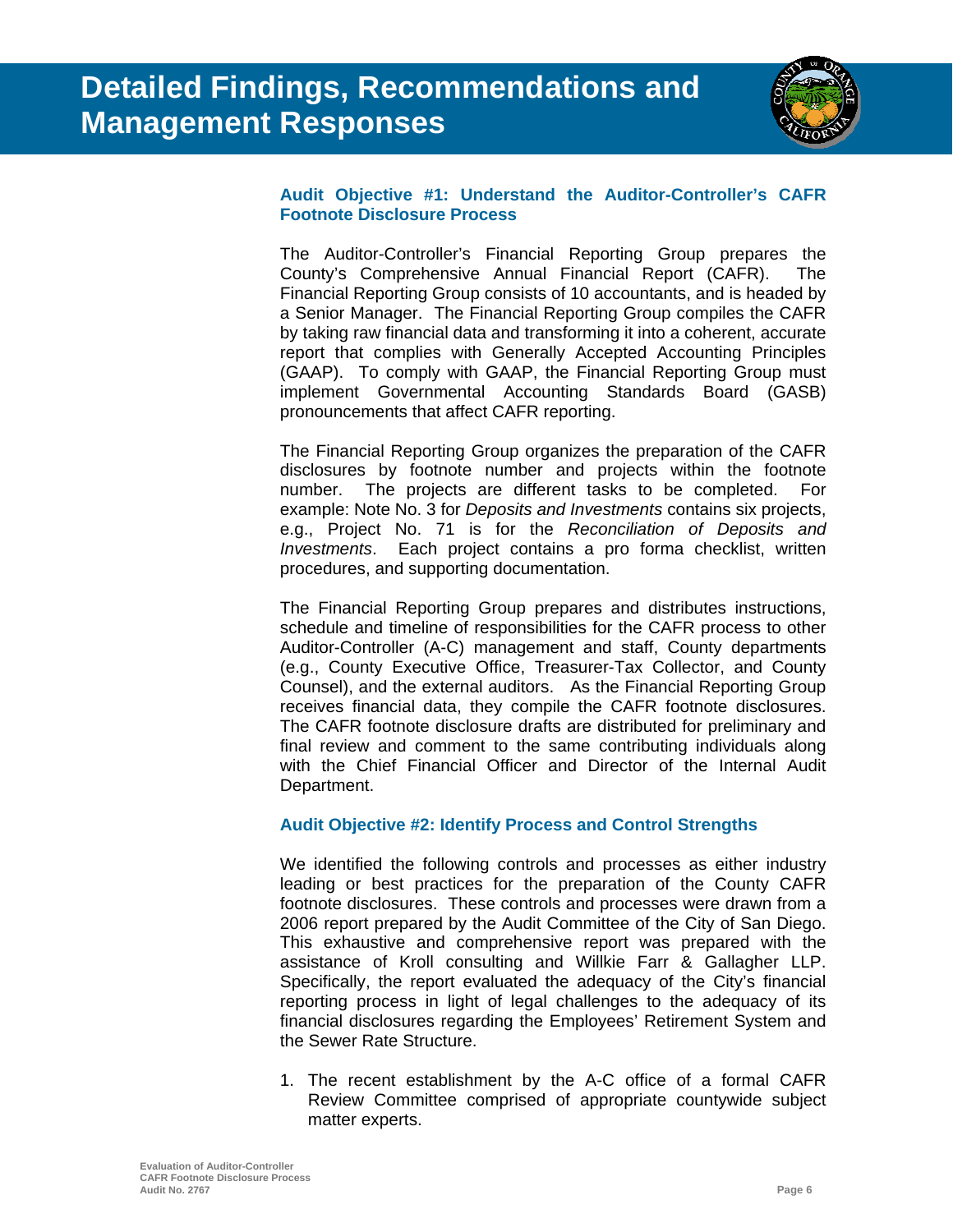# Detailed Findings, Recommendations and Management Responses

### Audit Objective #1: Understand the Auditor-Controller's CAFR Footnote Disclosure Process

The Auditor-Controller's Financial Reporting Group prepares the County's Comprehensive Annual Financial Report (CAFR). The Financial Reporting Group consists of 10 accountants, and is headed by a Senior Manager. The Financial Reporting Group compiles the CAFR by taking raw financial data and transforming it into a coherent, accurate report that complies with Generally Accepted Accounting Principles (GAAP). To comply with GAAP, the Financial Reporting Group must implement Governmental Accounting Standards Board (GASB) pronouncements that affect CAFR reporting.

The Financial Reporting Group organizes the preparation of the CAFR disclosures by footnote number and projects within the footnote number. The projects are different tasks to be completed. For example: Note No. 3 for *Deposits and Investments* contains six projects, e.g., Project No. 71 is for the *Reconciliation of Deposits and Investments*. Each project contains a pro forma checklist, written procedures, and supporting documentation.

The Financial Reporting Group prepares and distributes instructions, schedule and timeline of responsibilities for the CAFR process to other Auditor-Controller (A-C) management and staff, County departments (e.g., County Executive Office, Treasurer-Tax Collector, and County Counsel), and the external auditors. As the Financial Reporting Group receives financial data, they compile the CAFR footnote disclosures. The CAFR footnote disclosure drafts are distributed for preliminary and final review and comment to the same contributing individuals along with the Chief Financial Officer and Director of the Internal Audit Department.

### Audit Objective #2: Identify Process and Control Strengths

We identified the following controls and processes as either industry leading or best practices for the preparation of the County CAFR footnote disclosures. These controls and processes were drawn from a 2006 report prepared by the Audit Committee of the City of San Diego. This exhaustive and comprehensive report was prepared with the assistance of Kroll consulting and Willkie Farr & Gallagher LLP. Specifically, the report evaluated the adequacy of the City's financial reporting process in light of legal challenges to the adequacy of its financial disclosures regarding the Employees' Retirement System and the Sewer Rate Structure.

1. The recent establishment by the A-C office of a formal CAFR Review Committee comprised of appropriate countywide subject matter experts.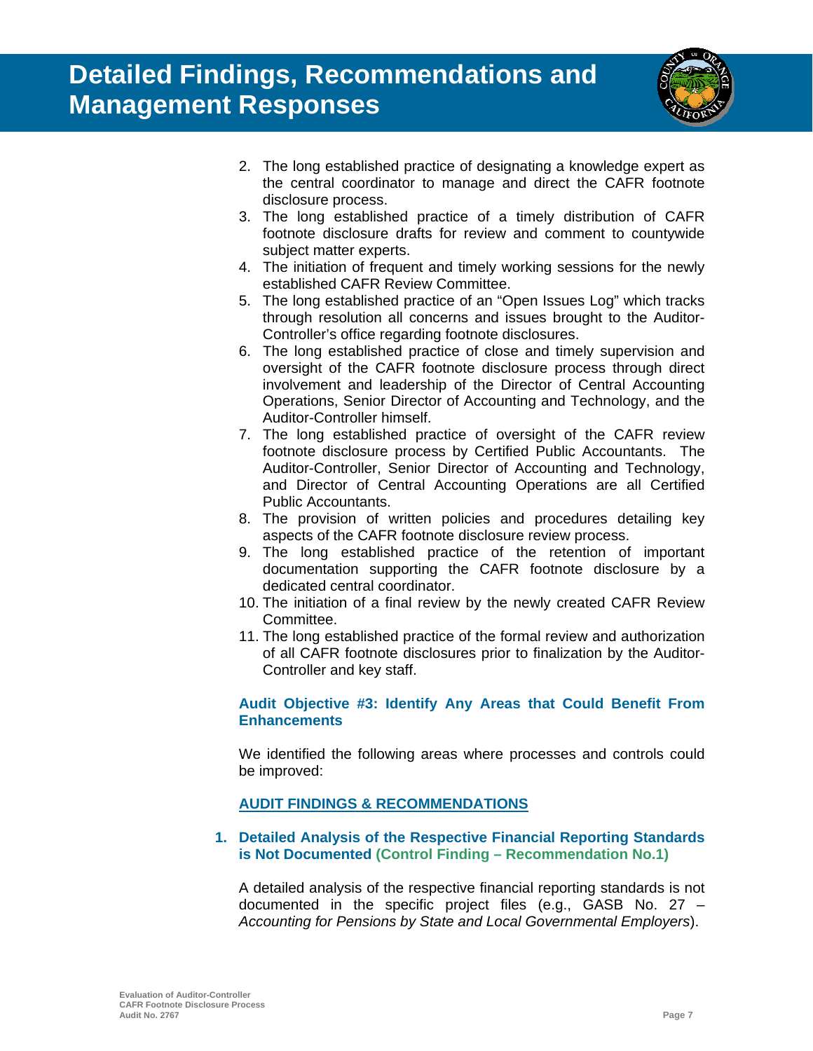2. The long established practice of designating a knowledge expert as the central coordinator to manage and direct the CAFR footnote disclosure process.
3. The long established practice of a timely distribution of CAFR footnote disclosure drafts for review and comment to countywide subject matter experts.
4. The initiation of frequent and timely working sessions for the newly established CAFR Review Committee.
5. The long established practice of an "Open Issues Log" which tracks through resolution all concerns and issues brought to the Auditor-Controller's office regarding footnote disclosures.
6. The long established practice of close and timely supervision and oversight of the CAFR footnote disclosure process through direct involvement and leadership of the Director of Central Accounting Operations, Senior Director of Accounting and Technology, and the Auditor-Controller himself.
7. The long established practice of oversight of the CAFR review footnote disclosure process by Certified Public Accountants. The Auditor-Controller, Senior Director of Accounting and Technology, and Director of Central Accounting Operations are all Certified Public Accountants.
8. The provision of written policies and procedures detailing key aspects of the CAFR footnote disclosure review process.
9. The long established practice of the retention of important documentation supporting the CAFR footnote disclosure by a dedicated central coordinator.
10. The initiation of a final review by the newly created CAFR Review Committee.
11. The long established practice of the formal review and authorization of all CAFR footnote disclosures prior to finalization by the Auditor-Controller and key staff.

### Audit Objective #3: Identify Any Areas that Could Benefit From Enhancements

We identified the following areas where processes and controls could be improved:

**AUDIT FINDINGS & RECOMMENDATIONS**

### 1. Detailed Analysis of the Respective Financial Reporting Standards is Not Documented (Control Finding – Recommendation No.1)

A detailed analysis of the respective financial reporting standards is not documented in the specific project files (e.g., GASB No. 27 – *Accounting for Pensions by State and Local Governmental Employers*).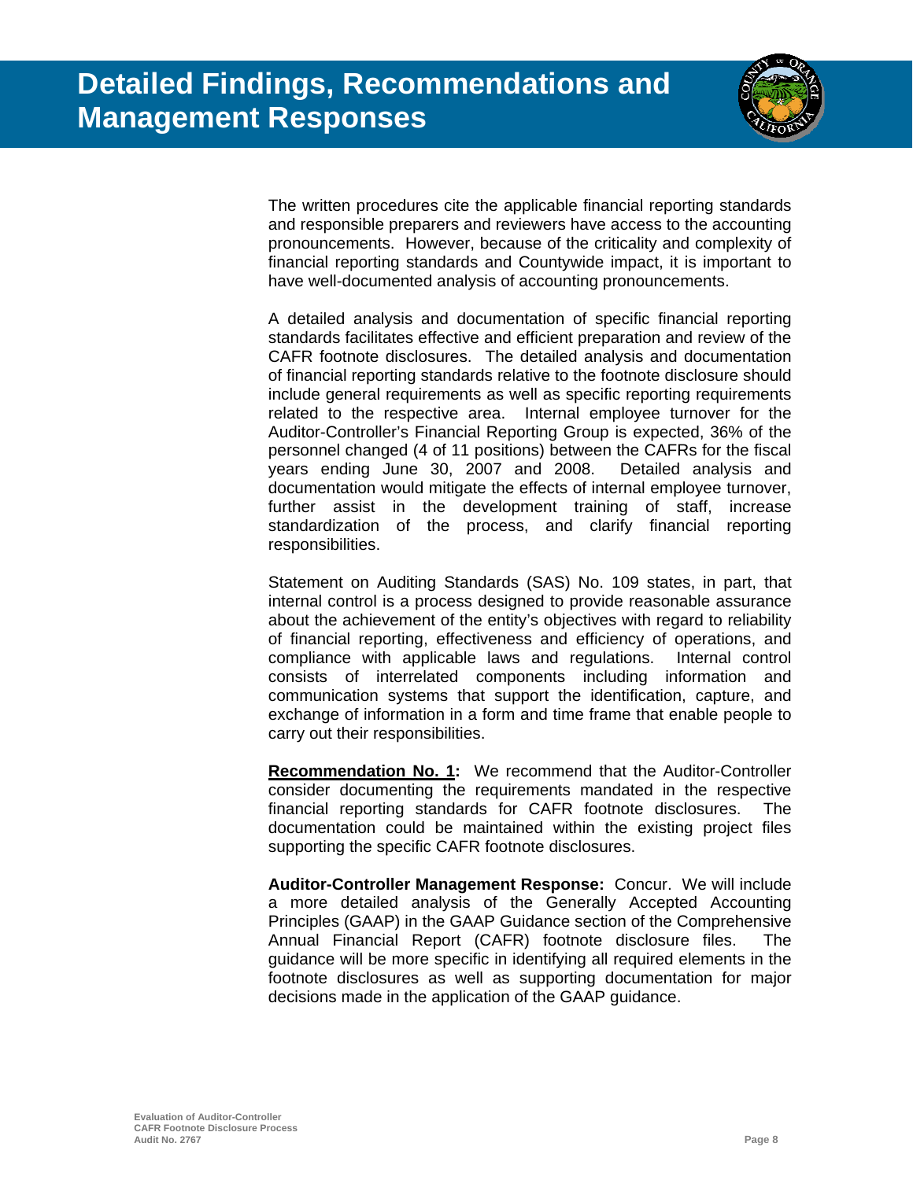# Detailed Findings, Recommendations and Management Responses

The written procedures cite the applicable financial reporting standards and responsible preparers and reviewers have access to the accounting pronouncements. However, because of the criticality and complexity of financial reporting standards and Countywide impact, it is important to have well-documented analysis of accounting pronouncements.

A detailed analysis and documentation of specific financial reporting standards facilitates effective and efficient preparation and review of the CAFR footnote disclosures. The detailed analysis and documentation of financial reporting standards relative to the footnote disclosure should include general requirements as well as specific reporting requirements related to the respective area. Internal employee turnover for the Auditor-Controller's Financial Reporting Group is expected, 36% of the personnel changed (4 of 11 positions) between the CAFRs for the fiscal years ending June 30, 2007 and 2008. Detailed analysis and documentation would mitigate the effects of internal employee turnover, further assist in the development training of staff, increase standardization of the process, and clarify financial reporting responsibilities.

Statement on Auditing Standards (SAS) No. 109 states, in part, that internal control is a process designed to provide reasonable assurance about the achievement of the entity's objectives with regard to reliability of financial reporting, effectiveness and efficiency of operations, and compliance with applicable laws and regulations. Internal control consists of interrelated components including information and communication systems that support the identification, capture, and exchange of information in a form and time frame that enable people to carry out their responsibilities.

**Recommendation No. 1:** We recommend that the Auditor-Controller consider documenting the requirements mandated in the respective financial reporting standards for CAFR footnote disclosures. The documentation could be maintained within the existing project files supporting the specific CAFR footnote disclosures.

**Auditor-Controller Management Response:** Concur. We will include a more detailed analysis of the Generally Accepted Accounting Principles (GAAP) in the GAAP Guidance section of the Comprehensive Annual Financial Report (CAFR) footnote disclosure files. The guidance will be more specific in identifying all required elements in the footnote disclosures as well as supporting documentation for major decisions made in the application of the GAAP guidance.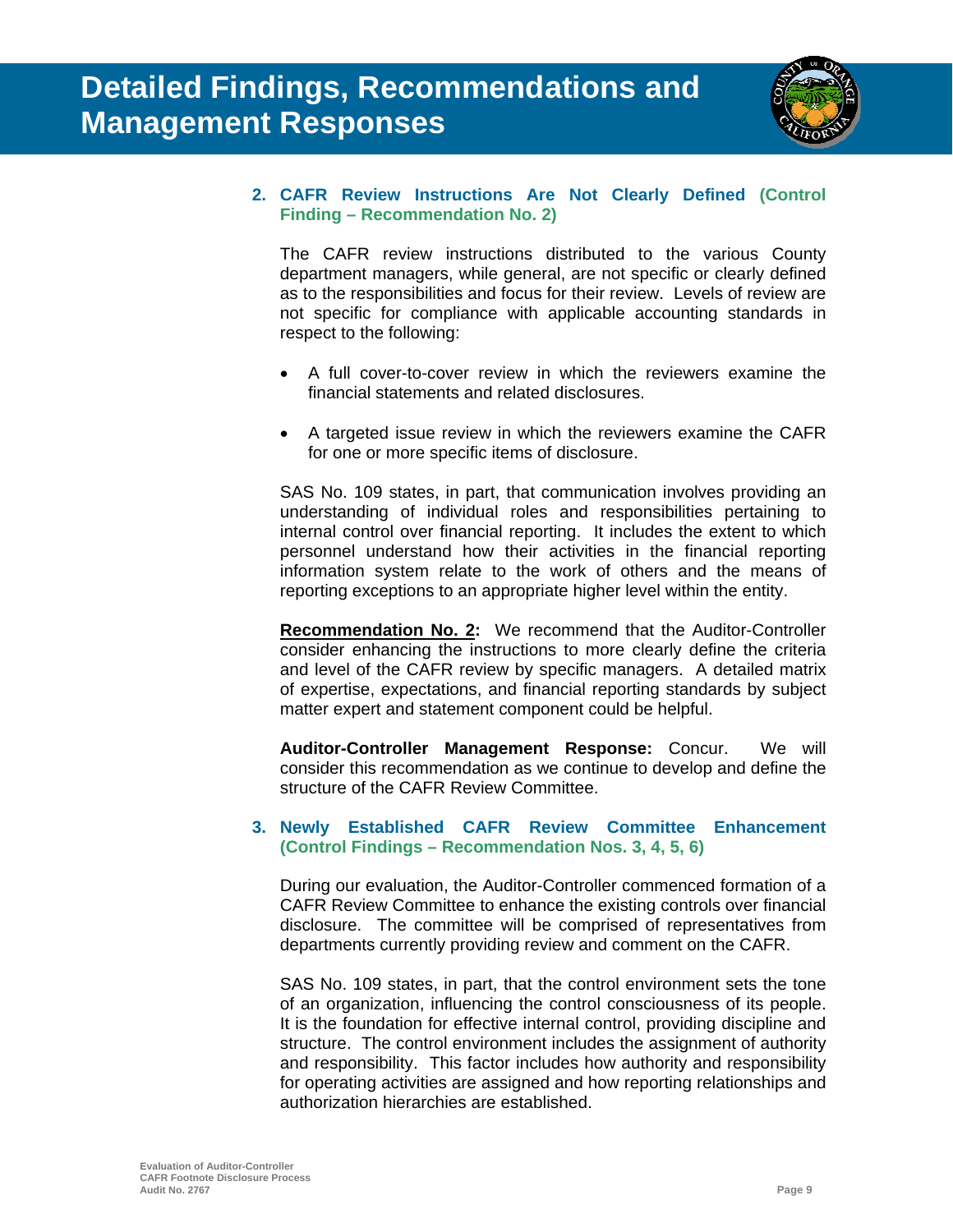# Detailed Findings, Recommendations and Management Responses

### 2. CAFR Review Instructions Are Not Clearly Defined (Control Finding – Recommendation No. 2)

The CAFR review instructions distributed to the various County department managers, while general, are not specific or clearly defined as to the responsibilities and focus for their review. Levels of review are not specific for compliance with applicable accounting standards in respect to the following:

- A full cover-to-cover review in which the reviewers examine the financial statements and related disclosures.
- A targeted issue review in which the reviewers examine the CAFR for one or more specific items of disclosure.

SAS No. 109 states, in part, that communication involves providing an understanding of individual roles and responsibilities pertaining to internal control over financial reporting. It includes the extent to which personnel understand how their activities in the financial reporting information system relate to the work of others and the means of reporting exceptions to an appropriate higher level within the entity.

**Recommendation No. 2:** We recommend that the Auditor-Controller consider enhancing the instructions to more clearly define the criteria and level of the CAFR review by specific managers. A detailed matrix of expertise, expectations, and financial reporting standards by subject matter expert and statement component could be helpful.

**Auditor-Controller Management Response:** Concur. We will consider this recommendation as we continue to develop and define the structure of the CAFR Review Committee.

### 3. Newly Established CAFR Review Committee Enhancement (Control Findings – Recommendation Nos. 3, 4, 5, 6)

During our evaluation, the Auditor-Controller commenced formation of a CAFR Review Committee to enhance the existing controls over financial disclosure. The committee will be comprised of representatives from departments currently providing review and comment on the CAFR.

SAS No. 109 states, in part, that the control environment sets the tone of an organization, influencing the control consciousness of its people. It is the foundation for effective internal control, providing discipline and structure. The control environment includes the assignment of authority and responsibility. This factor includes how authority and responsibility for operating activities are assigned and how reporting relationships and authorization hierarchies are established.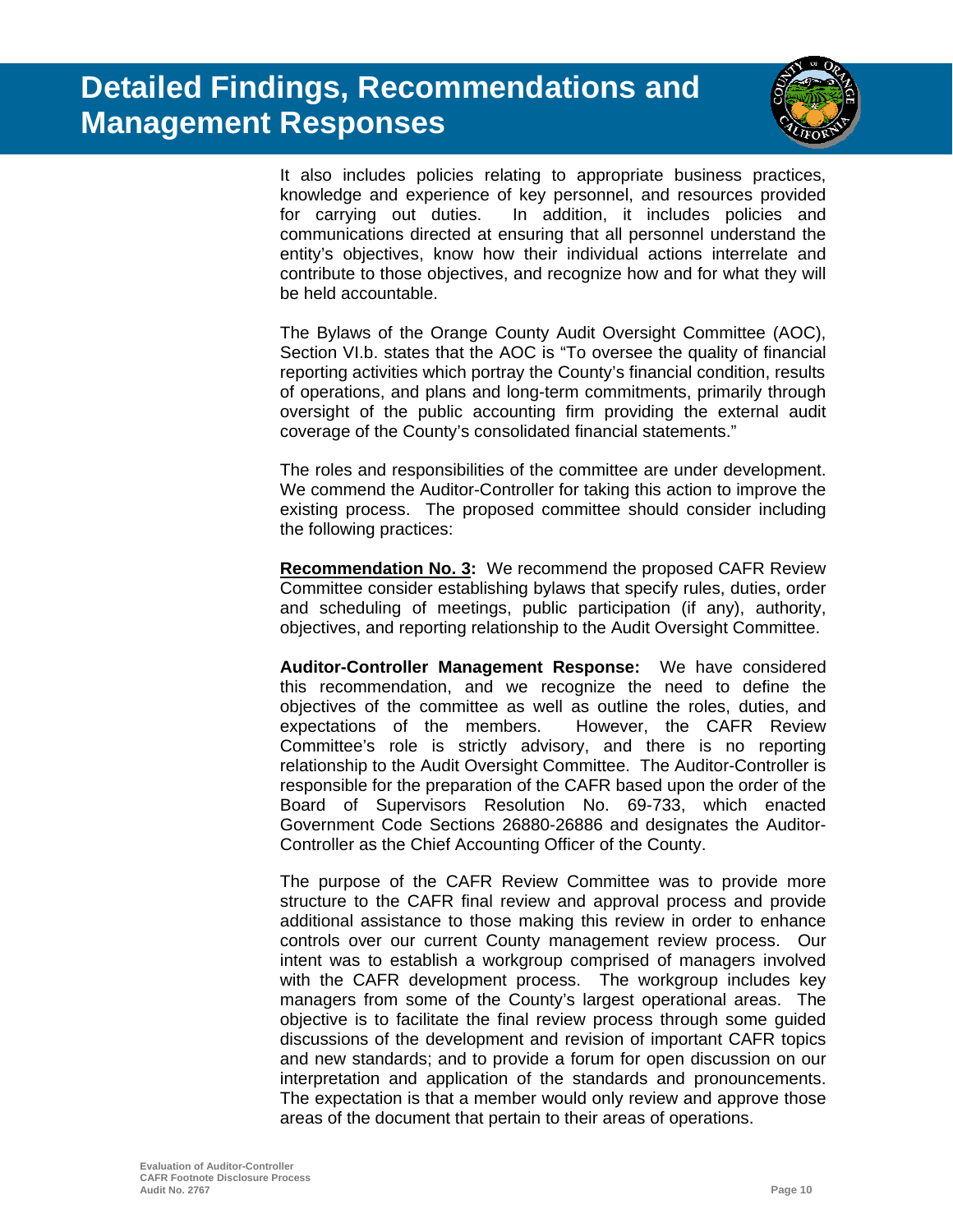It also includes policies relating to appropriate business practices, knowledge and experience of key personnel, and resources provided for carrying out duties. In addition, it includes policies and communications directed at ensuring that all personnel understand the entity's objectives, know how their individual actions interrelate and contribute to those objectives, and recognize how and for what they will be held accountable.

The Bylaws of the Orange County Audit Oversight Committee (AOC), Section VI.b. states that the AOC is "To oversee the quality of financial reporting activities which portray the County's financial condition, results of operations, and plans and long-term commitments, primarily through oversight of the public accounting firm providing the external audit coverage of the County's consolidated financial statements."

The roles and responsibilities of the committee are under development. We commend the Auditor-Controller for taking this action to improve the existing process. The proposed committee should consider including the following practices:

**Recommendation No. 3:** We recommend the proposed CAFR Review Committee consider establishing bylaws that specify rules, duties, order and scheduling of meetings, public participation (if any), authority, objectives, and reporting relationship to the Audit Oversight Committee.

**Auditor-Controller Management Response:** We have considered this recommendation, and we recognize the need to define the objectives of the committee as well as outline the roles, duties, and expectations of the members. However, the CAFR Review Committee's role is strictly advisory, and there is no reporting relationship to the Audit Oversight Committee. The Auditor-Controller is responsible for the preparation of the CAFR based upon the order of the Board of Supervisors Resolution No. 69-733, which enacted Government Code Sections 26880-26886 and designates the Auditor-Controller as the Chief Accounting Officer of the County.

The purpose of the CAFR Review Committee was to provide more structure to the CAFR final review and approval process and provide additional assistance to those making this review in order to enhance controls over our current County management review process. Our intent was to establish a workgroup comprised of managers involved with the CAFR development process. The workgroup includes key managers from some of the County's largest operational areas. The objective is to facilitate the final review process through some guided discussions of the development and revision of important CAFR topics and new standards; and to provide a forum for open discussion on our interpretation and application of the standards and pronouncements. The expectation is that a member would only review and approve those areas of the document that pertain to their areas of operations.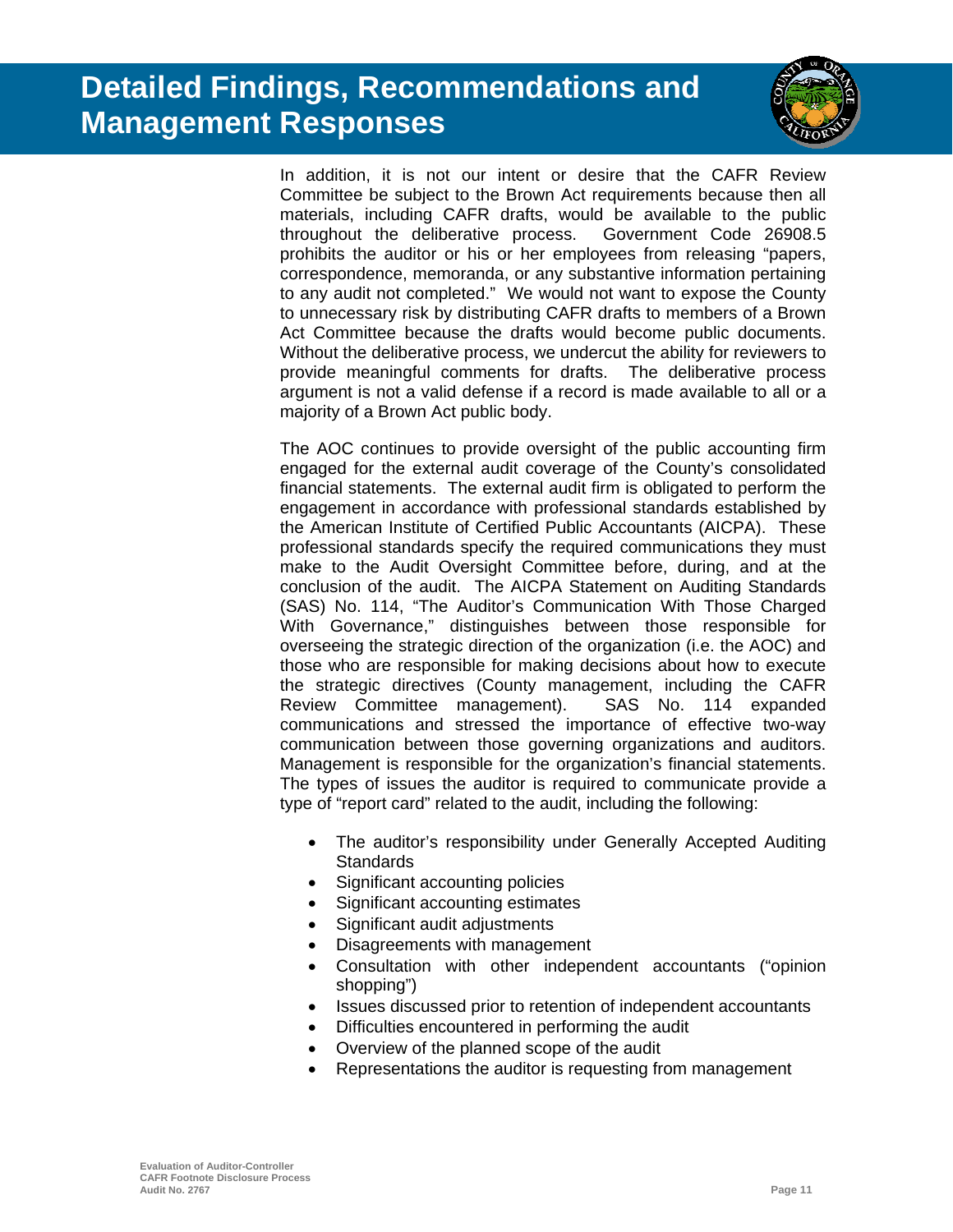# Detailed Findings, Recommendations and Management Responses

In addition, it is not our intent or desire that the CAFR Review Committee be subject to the Brown Act requirements because then all materials, including CAFR drafts, would be available to the public throughout the deliberative process. Government Code 26908.5 prohibits the auditor or his or her employees from releasing "papers, correspondence, memoranda, or any substantive information pertaining to any audit not completed." We would not want to expose the County to unnecessary risk by distributing CAFR drafts to members of a Brown Act Committee because the drafts would become public documents. Without the deliberative process, we undercut the ability for reviewers to provide meaningful comments for drafts. The deliberative process argument is not a valid defense if a record is made available to all or a majority of a Brown Act public body.

The AOC continues to provide oversight of the public accounting firm engaged for the external audit coverage of the County's consolidated financial statements. The external audit firm is obligated to perform the engagement in accordance with professional standards established by the American Institute of Certified Public Accountants (AICPA). These professional standards specify the required communications they must make to the Audit Oversight Committee before, during, and at the conclusion of the audit. The AICPA Statement on Auditing Standards (SAS) No. 114, "The Auditor's Communication With Those Charged With Governance," distinguishes between those responsible for overseeing the strategic direction of the organization (i.e. the AOC) and those who are responsible for making decisions about how to execute the strategic directives (County management, including the CAFR Review Committee management). SAS No. 114 expanded communications and stressed the importance of effective two-way communication between those governing organizations and auditors. Management is responsible for the organization's financial statements. The types of issues the auditor is required to communicate provide a type of "report card" related to the audit, including the following:

- The auditor's responsibility under Generally Accepted Auditing Standards
- Significant accounting policies
- Significant accounting estimates
- Significant audit adjustments
- Disagreements with management
- Consultation with other independent accountants ("opinion shopping")
- Issues discussed prior to retention of independent accountants
- Difficulties encountered in performing the audit
- Overview of the planned scope of the audit
- Representations the auditor is requesting from management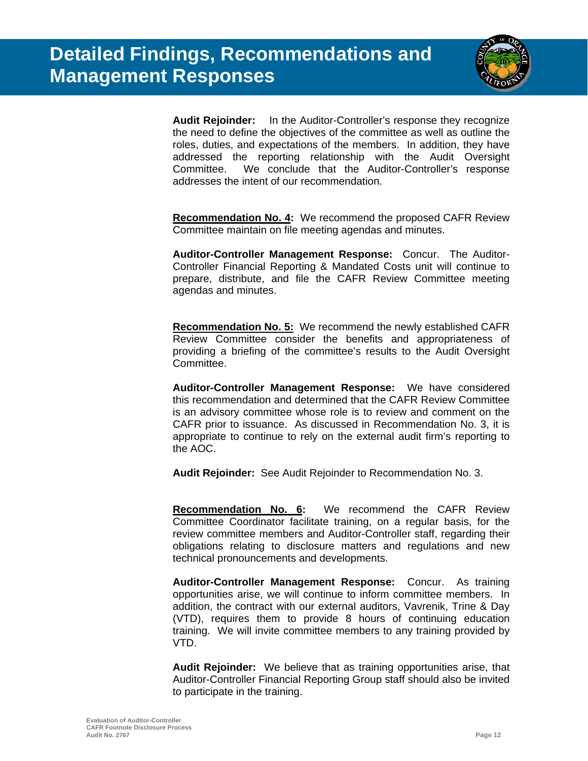# Detailed Findings, Recommendations and Management Responses

**Audit Rejoinder:** In the Auditor-Controller's response they recognize the need to define the objectives of the committee as well as outline the roles, duties, and expectations of the members. In addition, they have addressed the reporting relationship with the Audit Oversight Committee. We conclude that the Auditor-Controller's response addresses the intent of our recommendation.

**Recommendation No. 4:** We recommend the proposed CAFR Review Committee maintain on file meeting agendas and minutes.

**Auditor-Controller Management Response:** Concur. The Auditor-Controller Financial Reporting & Mandated Costs unit will continue to prepare, distribute, and file the CAFR Review Committee meeting agendas and minutes.

**Recommendation No. 5:** We recommend the newly established CAFR Review Committee consider the benefits and appropriateness of providing a briefing of the committee's results to the Audit Oversight Committee.

**Auditor-Controller Management Response:** We have considered this recommendation and determined that the CAFR Review Committee is an advisory committee whose role is to review and comment on the CAFR prior to issuance. As discussed in Recommendation No. 3, it is appropriate to continue to rely on the external audit firm's reporting to the AOC.

**Audit Rejoinder:** See Audit Rejoinder to Recommendation No. 3.

**Recommendation No. 6:** We recommend the CAFR Review Committee Coordinator facilitate training, on a regular basis, for the review committee members and Auditor-Controller staff, regarding their obligations relating to disclosure matters and regulations and new technical pronouncements and developments.

**Auditor-Controller Management Response:** Concur. As training opportunities arise, we will continue to inform committee members. In addition, the contract with our external auditors, Vavrenik, Trine & Day (VTD), requires them to provide 8 hours of continuing education training. We will invite committee members to any training provided by VTD.

**Audit Rejoinder:** We believe that as training opportunities arise, that Auditor-Controller Financial Reporting Group staff should also be invited to participate in the training.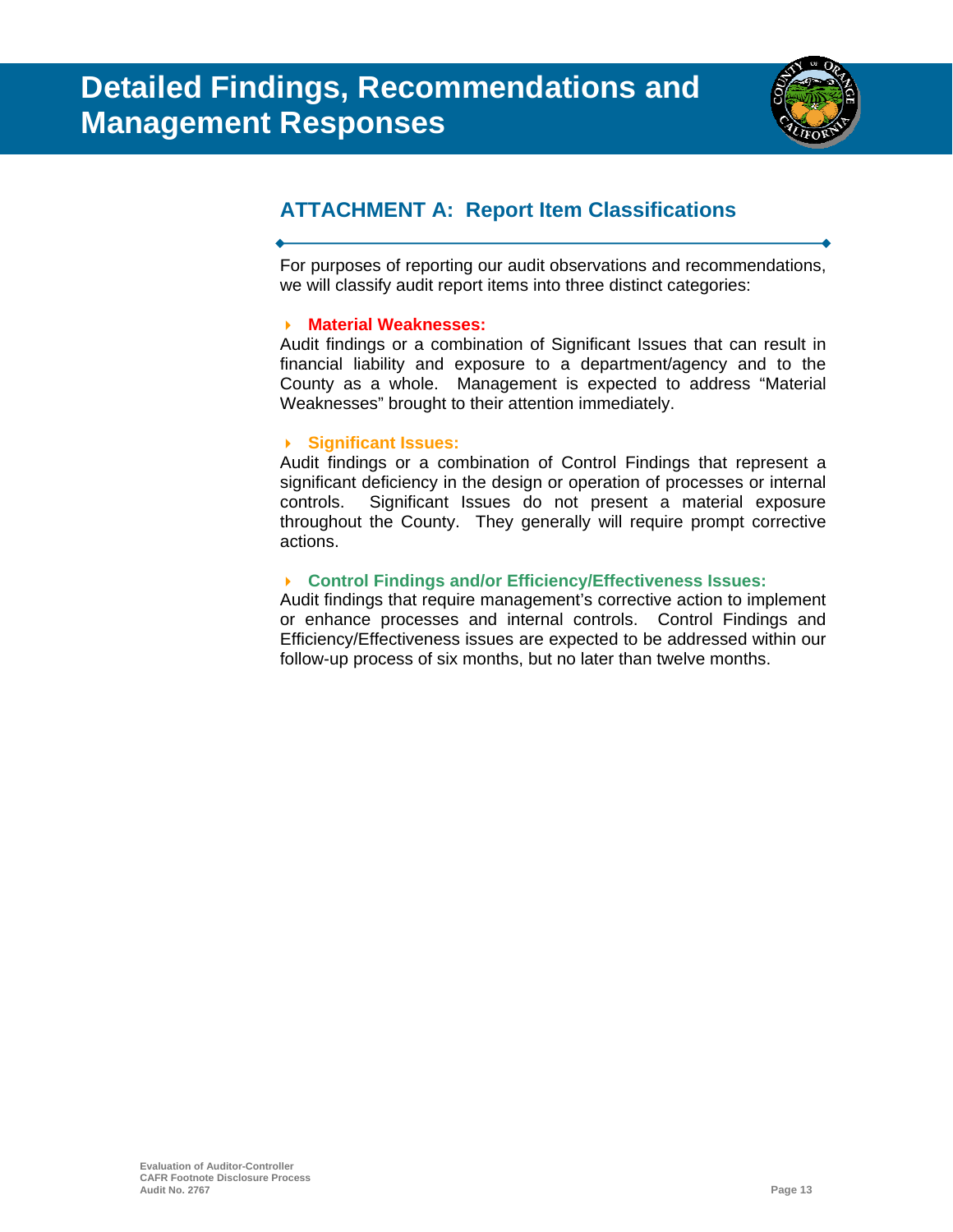# Detailed Findings, Recommendations and Management Responses

## ATTACHMENT A: Report Item Classifications

For purposes of reporting our audit observations and recommendations, we will classify audit report items into three distinct categories:

- **Material Weaknesses:**

Audit findings or a combination of Significant Issues that can result in financial liability and exposure to a department/agency and to the County as a whole. Management is expected to address "Material Weaknesses" brought to their attention immediately.

- **Significant Issues:**

Audit findings or a combination of Control Findings that represent a significant deficiency in the design or operation of processes or internal controls. Significant Issues do not present a material exposure throughout the County. They generally will require prompt corrective actions.

- **Control Findings and/or Efficiency/Effectiveness Issues:**

Audit findings that require management's corrective action to implement or enhance processes and internal controls. Control Findings and Efficiency/Effectiveness issues are expected to be addressed within our follow-up process of six months, but no later than twelve months.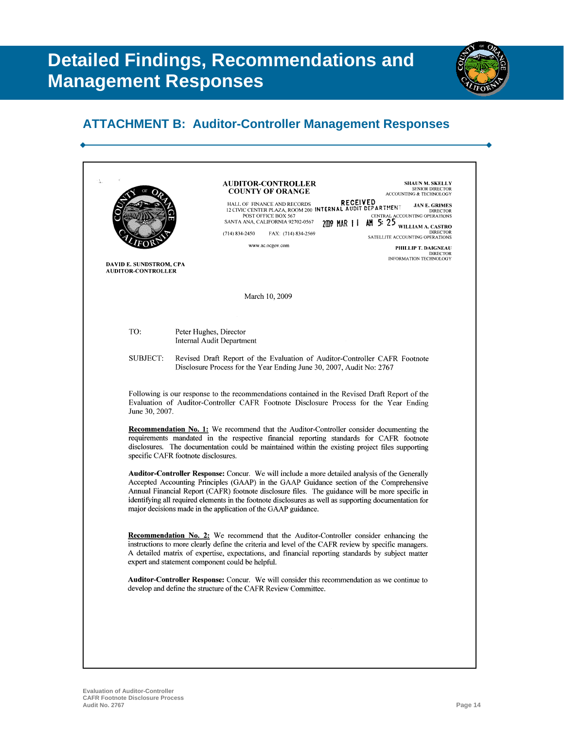# Detailed Findings, Recommendations and Management Responses

## ATTACHMENT B: Auditor-Controller Management Responses

**AUDITOR-CONTROLLER**
**COUNTY OF ORANGE**

HALL OF FINANCE AND RECORDS
12 CIVIC CENTER PLAZA, ROOM 200
POST OFFICE BOX 567
SANTA ANA, CALIFORNIA 92702-0567

(714) 834-2450 FAX: (714) 834-2569

www.ac.ocgov.com

RECEIVED
INTERNAL AUDIT DEPARTMENT
2009 MAR 11 AM 5: 25

**SHAUN M. SKELLY**
SENIOR DIRECTOR
ACCOUNTING & TECHNOLOGY

**JAN E. GRIMES**
DIRECTOR
CENTRAL ACCOUNTING OPERATIONS

**WILLIAM A. CASTRO**
DIRECTOR
SATELLITE ACCOUNTING OPERATIONS

**PHILLIP T. DAIGNEAU**
DIRECTOR
INFORMATION TECHNOLOGY

**DAVID E. SUNDSTROM, CPA**
**AUDITOR-CONTROLLER**

March 10, 2009

TO: Peter Hughes, Director
Internal Audit Department

SUBJECT: Revised Draft Report of the Evaluation of Auditor-Controller CAFR Footnote Disclosure Process for the Year Ending June 30, 2007, Audit No: 2767

Following is our response to the recommendations contained in the Revised Draft Report of the Evaluation of Auditor-Controller CAFR Footnote Disclosure Process for the Year Ending June 30, 2007.

**Recommendation No. 1:** We recommend that the Auditor-Controller consider documenting the requirements mandated in the respective financial reporting standards for CAFR footnote disclosures. The documentation could be maintained within the existing project files supporting specific CAFR footnote disclosures.

**Auditor-Controller Response:** Concur. We will include a more detailed analysis of the Generally Accepted Accounting Principles (GAAP) in the GAAP Guidance section of the Comprehensive Annual Financial Report (CAFR) footnote disclosure files. The guidance will be more specific in identifying all required elements in the footnote disclosures as well as supporting documentation for major decisions made in the application of the GAAP guidance.

**Recommendation No. 2:** We recommend that the Auditor-Controller consider enhancing the instructions to more clearly define the criteria and level of the CAFR review by specific managers. A detailed matrix of expertise, expectations, and financial reporting standards by subject matter expert and statement component could be helpful.

**Auditor-Controller Response:** Concur. We will consider this recommendation as we continue to develop and define the structure of the CAFR Review Committee.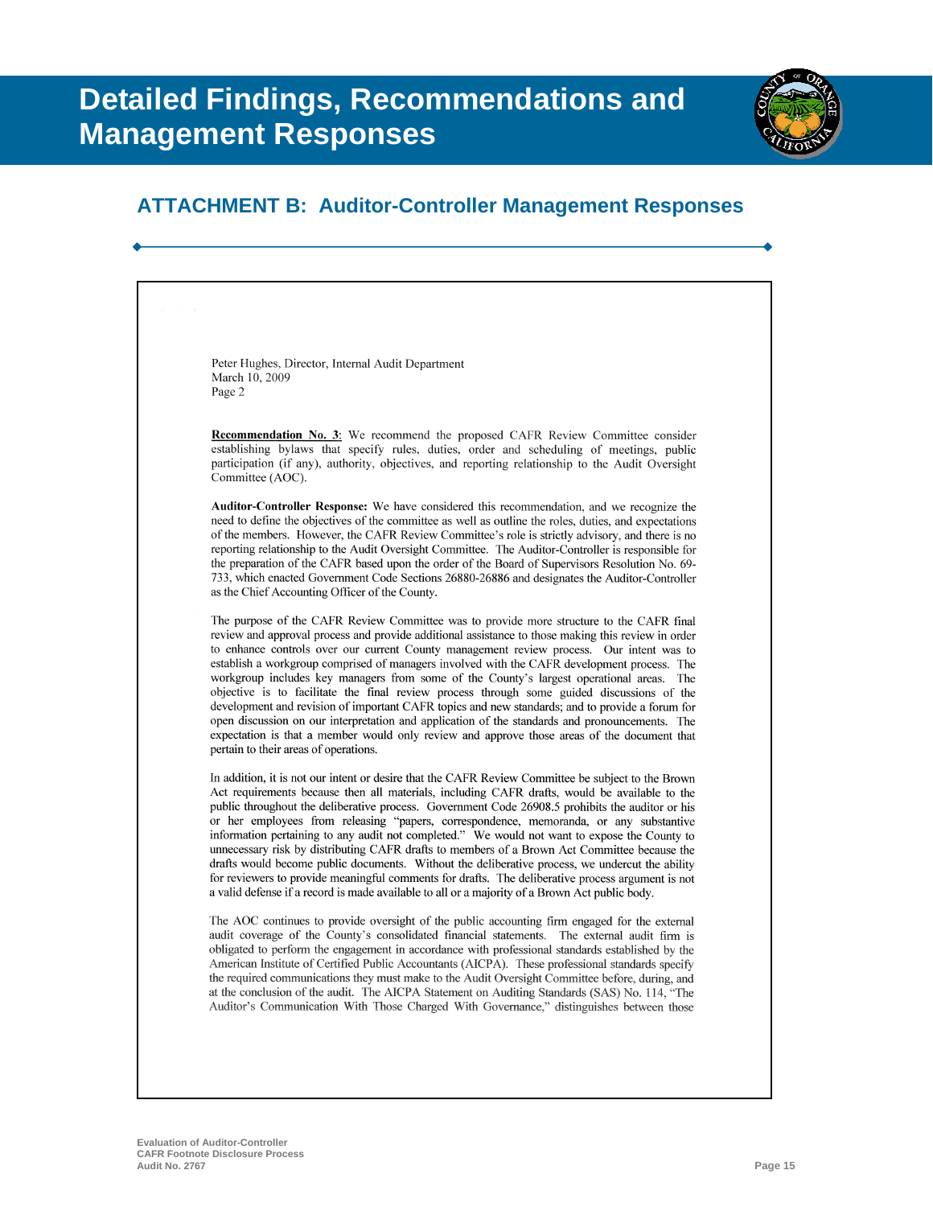# Detailed Findings, Recommendations and Management Responses

## ATTACHMENT B: Auditor-Controller Management Responses

Peter Hughes, Director, Internal Audit Department
March 10, 2009
Page 2

**Recommendation No. 3**: We recommend the proposed CAFR Review Committee consider establishing bylaws that specify rules, duties, order and scheduling of meetings, public participation (if any), authority, objectives, and reporting relationship to the Audit Oversight Committee (AOC).

**Auditor-Controller Response:** We have considered this recommendation, and we recognize the need to define the objectives of the committee as well as outline the roles, duties, and expectations of the members. However, the CAFR Review Committee's role is strictly advisory, and there is no reporting relationship to the Audit Oversight Committee. The Auditor-Controller is responsible for the preparation of the CAFR based upon the order of the Board of Supervisors Resolution No. 69-733, which enacted Government Code Sections 26880-26886 and designates the Auditor-Controller as the Chief Accounting Officer of the County.

The purpose of the CAFR Review Committee was to provide more structure to the CAFR final review and approval process and provide additional assistance to those making this review in order to enhance controls over our current County management review process. Our intent was to establish a workgroup comprised of managers involved with the CAFR development process. The workgroup includes key managers from some of the County's largest operational areas. The objective is to facilitate the final review process through some guided discussions of the development and revision of important CAFR topics and new standards; and to provide a forum for open discussion on our interpretation and application of the standards and pronouncements. The expectation is that a member would only review and approve those areas of the document that pertain to their areas of operations.

In addition, it is not our intent or desire that the CAFR Review Committee be subject to the Brown Act requirements because then all materials, including CAFR drafts, would be available to the public throughout the deliberative process. Government Code 26908.5 prohibits the auditor or his or her employees from releasing "papers, correspondence, memoranda, or any substantive information pertaining to any audit not completed." We would not want to expose the County to unnecessary risk by distributing CAFR drafts to members of a Brown Act Committee because the drafts would become public documents. Without the deliberative process, we undercut the ability for reviewers to provide meaningful comments for drafts. The deliberative process argument is not a valid defense if a record is made available to all or a majority of a Brown Act public body.

The AOC continues to provide oversight of the public accounting firm engaged for the external audit coverage of the County's consolidated financial statements. The external audit firm is obligated to perform the engagement in accordance with professional standards established by the American Institute of Certified Public Accountants (AICPA). These professional standards specify the required communications they must make to the Audit Oversight Committee before, during, and at the conclusion of the audit. The AICPA Statement on Auditing Standards (SAS) No. 114, "The Auditor's Communication With Those Charged With Governance," distinguishes between those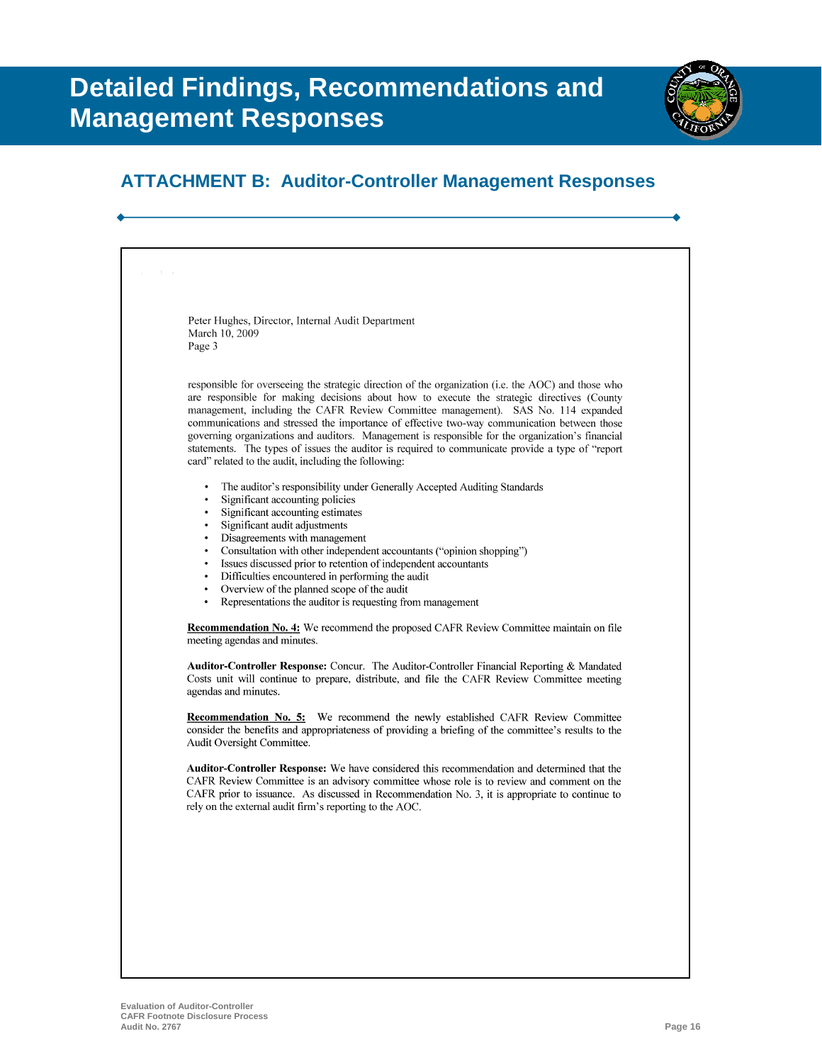# Detailed Findings, Recommendations and Management Responses

## ATTACHMENT B: Auditor-Controller Management Responses

Peter Hughes, Director, Internal Audit Department
March 10, 2009
Page 3

responsible for overseeing the strategic direction of the organization (i.e. the AOC) and those who are responsible for making decisions about how to execute the strategic directives (County management, including the CAFR Review Committee management). SAS No. 114 expanded communications and stressed the importance of effective two-way communication between those governing organizations and auditors. Management is responsible for the organization's financial statements. The types of issues the auditor is required to communicate provide a type of "report card" related to the audit, including the following:

- The auditor's responsibility under Generally Accepted Auditing Standards
- Significant accounting policies
- Significant accounting estimates
- Significant audit adjustments
- Disagreements with management
- Consultation with other independent accountants ("opinion shopping")
- Issues discussed prior to retention of independent accountants
- Difficulties encountered in performing the audit
- Overview of the planned scope of the audit
- Representations the auditor is requesting from management

**Recommendation No. 4:** We recommend the proposed CAFR Review Committee maintain on file meeting agendas and minutes.

**Auditor-Controller Response:** Concur. The Auditor-Controller Financial Reporting & Mandated Costs unit will continue to prepare, distribute, and file the CAFR Review Committee meeting agendas and minutes.

**Recommendation No. 5:** We recommend the newly established CAFR Review Committee consider the benefits and appropriateness of providing a briefing of the committee's results to the Audit Oversight Committee.

**Auditor-Controller Response:** We have considered this recommendation and determined that the CAFR Review Committee is an advisory committee whose role is to review and comment on the CAFR prior to issuance. As discussed in Recommendation No. 3, it is appropriate to continue to rely on the external audit firm's reporting to the AOC.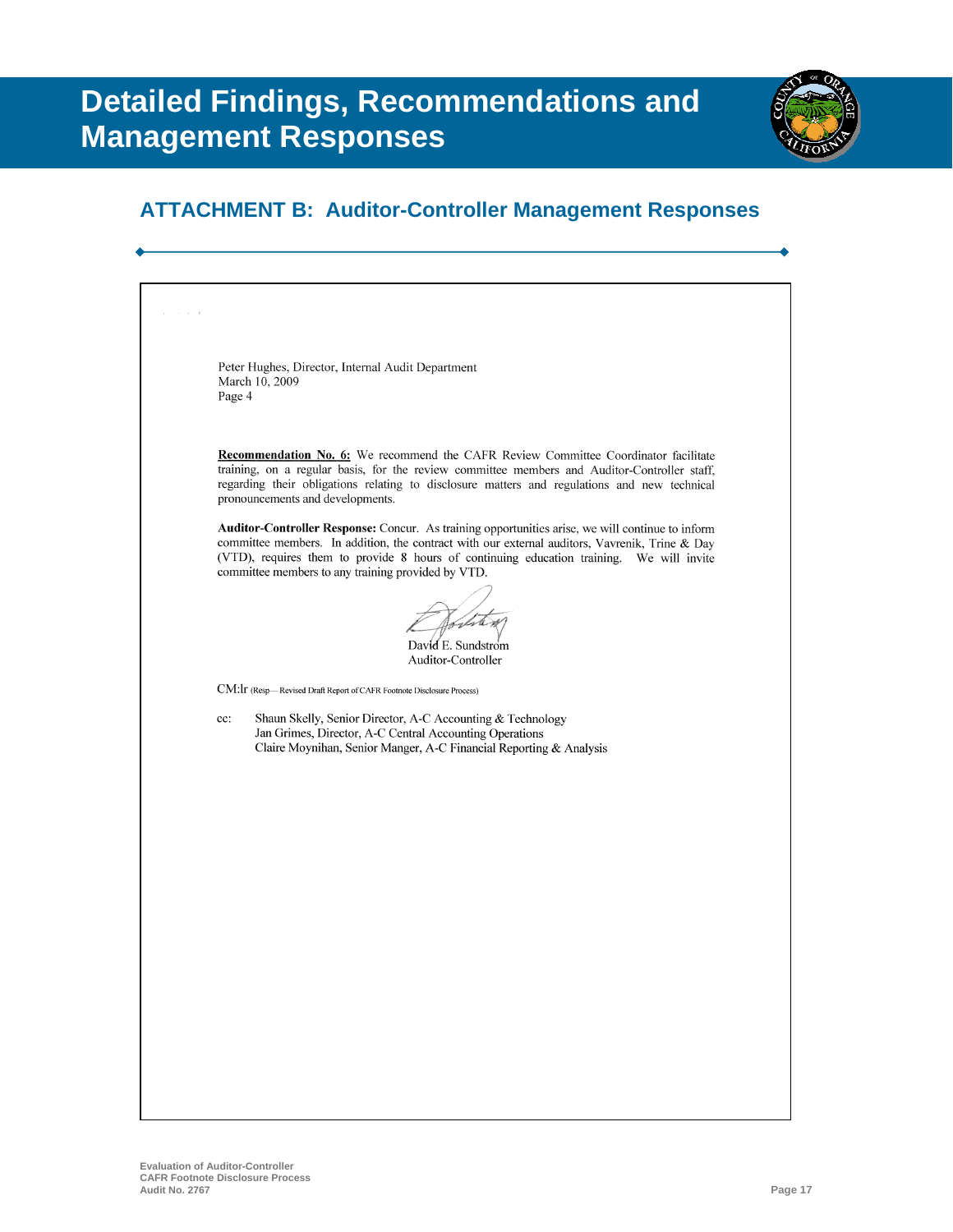# Detailed Findings, Recommendations and Management Responses

## ATTACHMENT B: Auditor-Controller Management Responses

Peter Hughes, Director, Internal Audit Department
March 10, 2009
Page 4

**Recommendation No. 6:** We recommend the CAFR Review Committee Coordinator facilitate training, on a regular basis, for the review committee members and Auditor-Controller staff, regarding their obligations relating to disclosure matters and regulations and new technical pronouncements and developments.

**Auditor-Controller Response:** Concur. As training opportunities arise, we will continue to inform committee members. In addition, the contract with our external auditors, Vavrenik, Trine & Day (VTD), requires them to provide 8 hours of continuing education training. We will invite committee members to any training provided by VTD.

David E. Sundstrom
Auditor-Controller

CM:lr (Resp— Revised Draft Report of CAFR Footnote Disclosure Process)

cc: Shaun Skelly, Senior Director, A-C Accounting & Technology
Jan Grimes, Director, A-C Central Accounting Operations
Claire Moynihan, Senior Manger, A-C Financial Reporting & Analysis